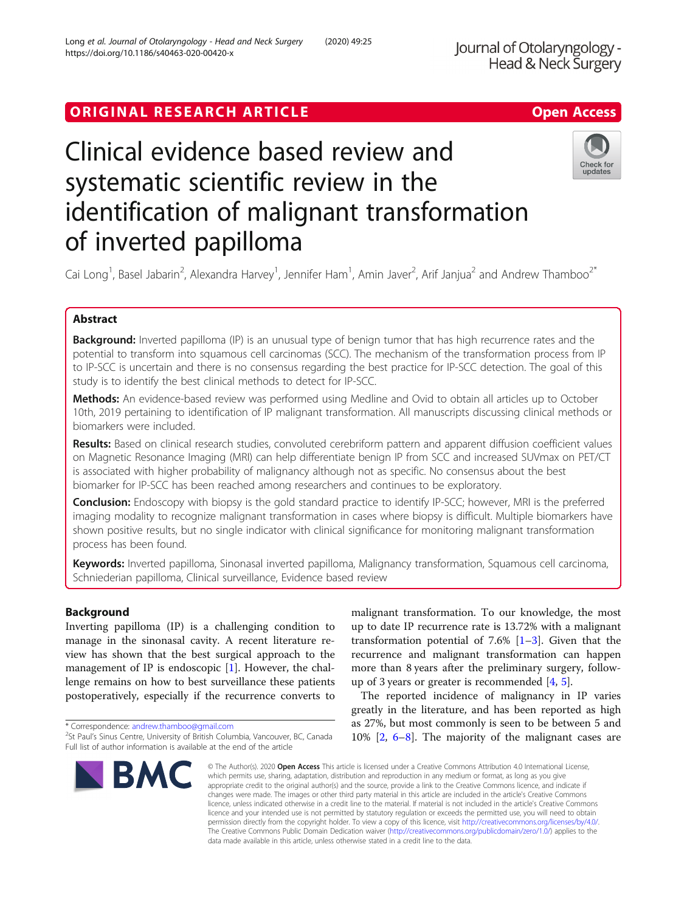ORIGINAL RESEARCH ARTICLE

Open Access

# Clinical evidence based review and systematic scientific review in the identification of malignant transformation of inverted papilloma

Cai Long[1], Basel Jabarin[2], Alexandra Harvey[1], Jennifer Ham[1], Amin Javer[2], Arif Janjua[2] and Andrew Thamboo[2*]

## Abstract

**Background:** Inverted papilloma (IP) is an unusual type of benign tumor that has high recurrence rates and the potential to transform into squamous cell carcinomas (SCC). The mechanism of the transformation process from IP to IP-SCC is uncertain and there is no consensus regarding the best practice for IP-SCC detection. The goal of this study is to identify the best clinical methods to detect for IP-SCC.

**Methods:** An evidence-based review was performed using Medline and Ovid to obtain all articles up to October 10th, 2019 pertaining to identification of IP malignant transformation. All manuscripts discussing clinical methods or biomarkers were included.

**Results:** Based on clinical research studies, convoluted cerebriform pattern and apparent diffusion coefficient values on Magnetic Resonance Imaging (MRI) can help differentiate benign IP from SCC and increased SUVmax on PET/CT is associated with higher probability of malignancy although not as specific. No consensus about the best biomarker for IP-SCC has been reached among researchers and continues to be exploratory.

**Conclusion:** Endoscopy with biopsy is the gold standard practice to identify IP-SCC; however, MRI is the preferred imaging modality to recognize malignant transformation in cases where biopsy is difficult. Multiple biomarkers have shown positive results, but no single indicator with clinical significance for monitoring malignant transformation process has been found.

**Keywords:** Inverted papilloma, Sinonasal inverted papilloma, Malignancy transformation, Squamous cell carcinoma, Schniederian papilloma, Clinical surveillance, Evidence based review

## Background

Inverting papilloma (IP) is a challenging condition to manage in the sinonasal cavity. A recent literature review has shown that the best surgical approach to the management of IP is endoscopic [1]. However, the challenge remains on how to best surveillance these patients postoperatively, especially if the recurrence converts to malignant transformation. To our knowledge, the most up to date IP recurrence rate is 13.72% with a malignant transformation potential of 7.6% [1–3]. Given that the recurrence and malignant transformation can happen more than 8 years after the preliminary surgery, follow-up of 3 years or greater is recommended [4, 5].

The reported incidence of malignancy in IP varies greatly in the literature, and has been reported as high as 27%, but most commonly is seen to be between 5 and 10% [2, 6–8]. The majority of the malignant cases are

\* Correspondence: andrew.thamboo@gmail.com
[2]St Paul's Sinus Centre, University of British Columbia, Vancouver, BC, Canada
Full list of author information is available at the end of the article

© The Author(s). 2020 **Open Access** This article is licensed under a Creative Commons Attribution 4.0 International License, which permits use, sharing, adaptation, distribution and reproduction in any medium or format, as long as you give appropriate credit to the original author(s) and the source, provide a link to the Creative Commons licence, and indicate if changes were made. The images or other third party material in this article are included in the article's Creative Commons licence, unless indicated otherwise in a credit line to the material. If material is not included in the article's Creative Commons licence and your intended use is not permitted by statutory regulation or exceeds the permitted use, you will need to obtain permission directly from the copyright holder. To view a copy of this licence, visit http://creativecommons.org/licenses/by/4.0/. The Creative Commons Public Domain Dedication waiver (http://creativecommons.org/publicdomain/zero/1.0/) applies to the data made available in this article, unless otherwise stated in a credit line to the data.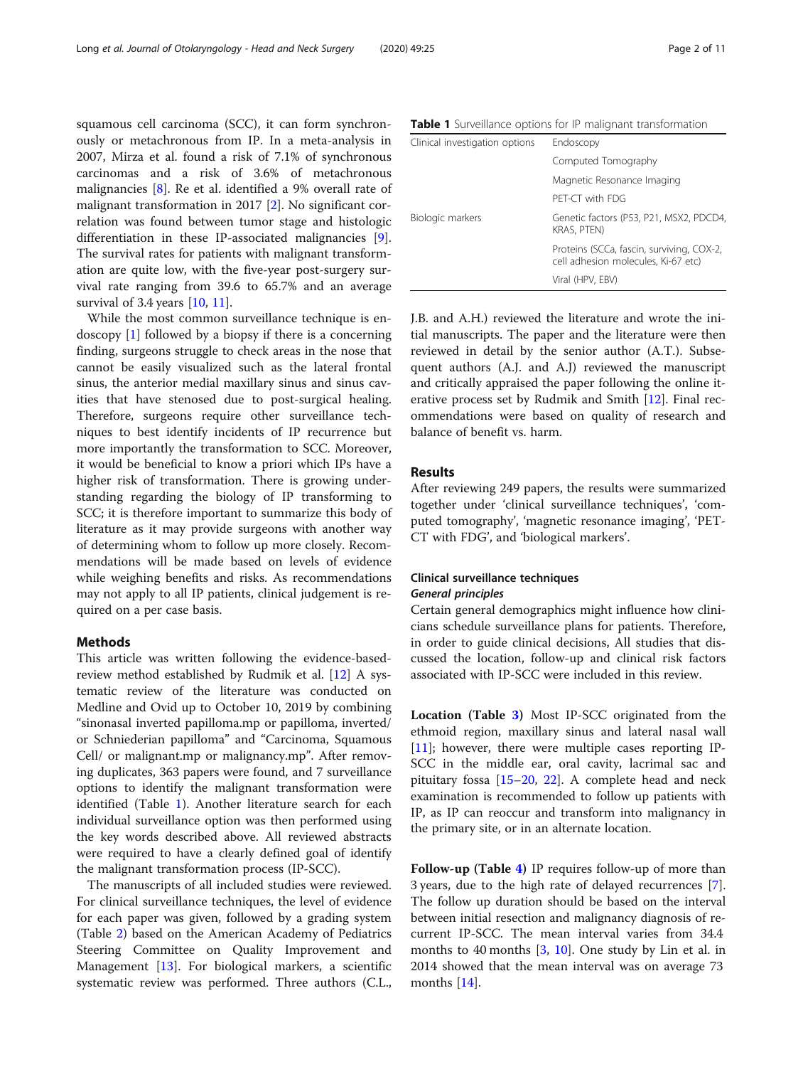squamous cell carcinoma (SCC), it can form synchronously or metachronous from IP. In a meta-analysis in 2007, Mirza et al. found a risk of 7.1% of synchronous carcinomas and a risk of 3.6% of metachronous malignancies [8]. Re et al. identified a 9% overall rate of malignant transformation in 2017 [2]. No significant correlation was found between tumor stage and histologic differentiation in these IP-associated malignancies [9]. The survival rates for patients with malignant transformation are quite low, with the five-year post-surgery survival rate ranging from 39.6 to 65.7% and an average survival of 3.4 years [10, 11].

While the most common surveillance technique is endoscopy [1] followed by a biopsy if there is a concerning finding, surgeons struggle to check areas in the nose that cannot be easily visualized such as the lateral frontal sinus, the anterior medial maxillary sinus and sinus cavities that have stenosed due to post-surgical healing. Therefore, surgeons require other surveillance techniques to best identify incidents of IP recurrence but more importantly the transformation to SCC. Moreover, it would be beneficial to know a priori which IPs have a higher risk of transformation. There is growing understanding regarding the biology of IP transforming to SCC; it is therefore important to summarize this body of literature as it may provide surgeons with another way of determining whom to follow up more closely. Recommendations will be made based on levels of evidence while weighing benefits and risks. As recommendations may not apply to all IP patients, clinical judgement is required on a per case basis.

## Methods

This article was written following the evidence-based-review method established by Rudmik et al. [12] A systematic review of the literature was conducted on Medline and Ovid up to October 10, 2019 by combining "sinonasal inverted papilloma.mp or papilloma, inverted/ or Schniederian papilloma" and "Carcinoma, Squamous Cell/ or malignant.mp or malignancy.mp". After removing duplicates, 363 papers were found, and 7 surveillance options to identify the malignant transformation were identified (Table 1). Another literature search for each individual surveillance option was then performed using the key words described above. All reviewed abstracts were required to have a clearly defined goal of identify the malignant transformation process (IP-SCC).

The manuscripts of all included studies were reviewed. For clinical surveillance techniques, the level of evidence for each paper was given, followed by a grading system (Table 2) based on the American Academy of Pediatrics Steering Committee on Quality Improvement and Management [13]. For biological markers, a scientific systematic review was performed. Three authors (C.L., J.B. and A.H.) reviewed the literature and wrote the initial manuscripts. The paper and the literature were then reviewed in detail by the senior author (A.T.). Subsequent authors (A.J. and A.J) reviewed the manuscript and critically appraised the paper following the online iterative process set by Rudmik and Smith [12]. Final recommendations were based on quality of research and balance of benefit vs. harm.

**Table 1** Surveillance options for IP malignant transformation

| | |
|---|---|
| Clinical investigation options | Endoscopy |
| | Computed Tomography |
| | Magnetic Resonance Imaging |
| | PET-CT with FDG |
| Biologic markers | Genetic factors (P53, P21, MSX2, PDCD4, KRAS, PTEN) |
| | Proteins (SCCa, fascin, surviving, COX-2, cell adhesion molecules, Ki-67 etc) |
| | Viral (HPV, EBV) |

## Results

After reviewing 249 papers, the results were summarized together under 'clinical surveillance techniques', 'computed tomography', 'magnetic resonance imaging', 'PET-CT with FDG', and 'biological markers'.

### Clinical surveillance techniques

#### *General principles*

Certain general demographics might influence how clinicians schedule surveillance plans for patients. Therefore, in order to guide clinical decisions, All studies that discussed the location, follow-up and clinical risk factors associated with IP-SCC were included in this review.

**Location (Table 3)** Most IP-SCC originated from the ethmoid region, maxillary sinus and lateral nasal wall [11]; however, there were multiple cases reporting IP-SCC in the middle ear, oral cavity, lacrimal sac and pituitary fossa [15–20, 22]. A complete head and neck examination is recommended to follow up patients with IP, as IP can reoccur and transform into malignancy in the primary site, or in an alternate location.

**Follow-up (Table 4)** IP requires follow-up of more than 3 years, due to the high rate of delayed recurrences [7]. The follow up duration should be based on the interval between initial resection and malignancy diagnosis of recurrent IP-SCC. The mean interval varies from 34.4 months to 40 months [3, 10]. One study by Lin et al. in 2014 showed that the mean interval was on average 73 months [14].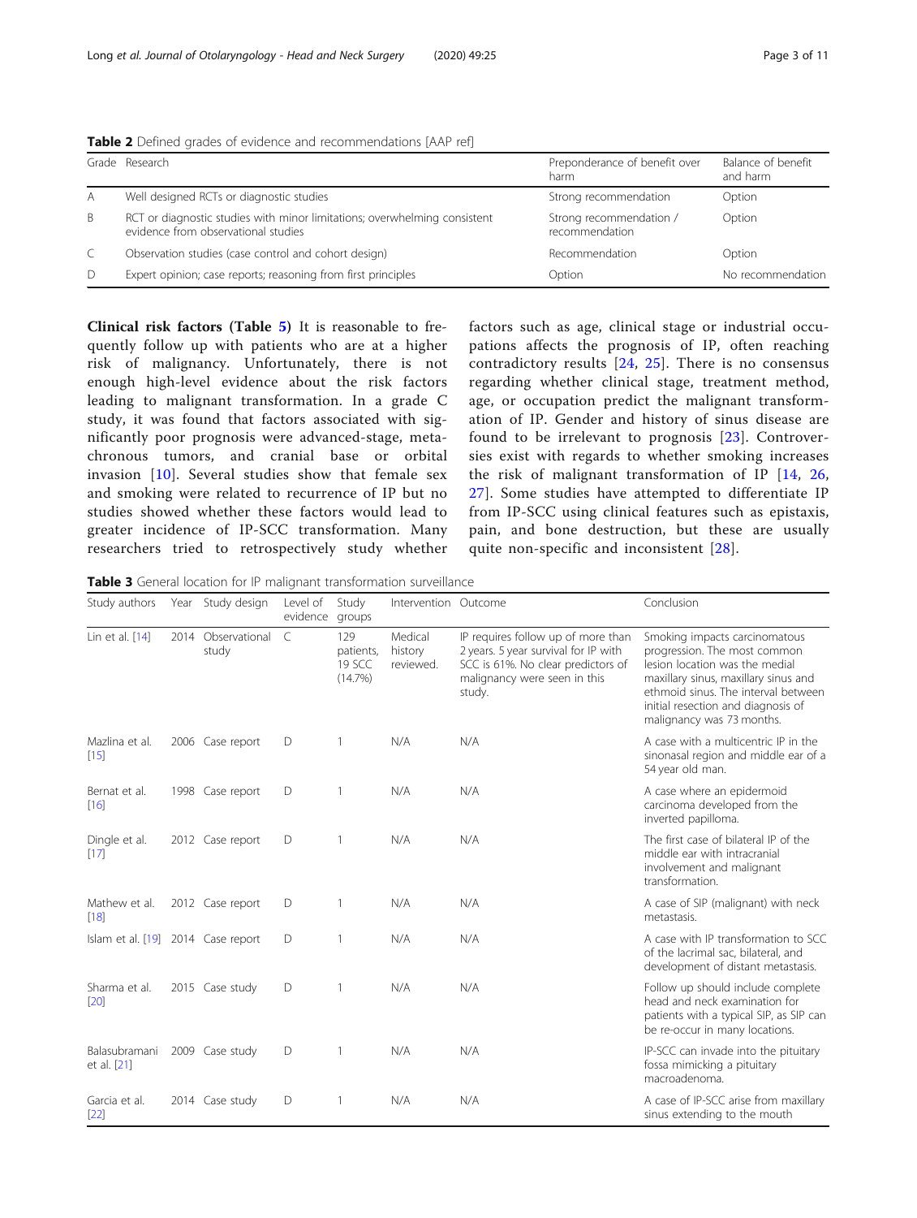**Table 2** Defined grades of evidence and recommendations [AAP ref]

| Grade | Research | Preponderance of benefit over harm | Balance of benefit and harm |
|---|---|---|---|
| A | Well designed RCTs or diagnostic studies | Strong recommendation | Option |
| B | RCT or diagnostic studies with minor limitations; overwhelming consistent evidence from observational studies | Strong recommendation / recommendation | Option |
| C | Observation studies (case control and cohort design) | Recommendation | Option |
| D | Expert opinion; case reports; reasoning from first principles | Option | No recommendation |

**Clinical risk factors (Table 5)** It is reasonable to frequently follow up with patients who are at a higher risk of malignancy. Unfortunately, there is not enough high-level evidence about the risk factors leading to malignant transformation. In a grade C study, it was found that factors associated with significantly poor prognosis were advanced-stage, metachronous tumors, and cranial base or orbital invasion [10]. Several studies show that female sex and smoking were related to recurrence of IP but no studies showed whether these factors would lead to greater incidence of IP-SCC transformation. Many researchers tried to retrospectively study whether factors such as age, clinical stage or industrial occupations affects the prognosis of IP, often reaching contradictory results [24, 25]. There is no consensus regarding whether clinical stage, treatment method, age, or occupation predict the malignant transformation of IP. Gender and history of sinus disease are found to be irrelevant to prognosis [23]. Controversies exist with regards to whether smoking increases the risk of malignant transformation of IP [14, 26, 27]. Some studies have attempted to differentiate IP from IP-SCC using clinical features such as epistaxis, pain, and bone destruction, but these are usually quite non-specific and inconsistent [28].

**Table 3** General location for IP malignant transformation surveillance

| Study authors | Year | Study design | Level of evidence | Study groups | Intervention | Outcome | Conclusion |
|---|---|---|---|---|---|---|---|
| Lin et al. [14] | 2014 | Observational study | C | 129 patients, 19 SCC (14.7%) | Medical history reviewed. | IP requires follow up of more than 2 years. 5 year survival for IP with SCC is 61%. No clear predictors of malignancy were seen in this study. | Smoking impacts carcinomatous progression. The most common lesion location was the medial maxillary sinus, maxillary sinus and ethmoid sinus. The interval between initial resection and diagnosis of malignancy was 73 months. |
| Mazlina et al. [15] | 2006 | Case report | D | 1 | N/A | N/A | A case with a multicentric IP in the sinonasal region and middle ear of a 54 year old man. |
| Bernat et al. [16] | 1998 | Case report | D | 1 | N/A | N/A | A case where an epidermoid carcinoma developed from the inverted papilloma. |
| Dingle et al. [17] | 2012 | Case report | D | 1 | N/A | N/A | The first case of bilateral IP of the middle ear with intracranial involvement and malignant transformation. |
| Mathew et al. [18] | 2012 | Case report | D | 1 | N/A | N/A | A case of SIP (malignant) with neck metastasis. |
| Islam et al. [19] | 2014 | Case report | D | 1 | N/A | N/A | A case with IP transformation to SCC of the lacrimal sac, bilateral, and development of distant metastasis. |
| Sharma et al. [20] | 2015 | Case study | D | 1 | N/A | N/A | Follow up should include complete head and neck examination for patients with a typical SIP, as SIP can be re-occur in many locations. |
| Balasubramani et al. [21] | 2009 | Case study | D | 1 | N/A | N/A | IP-SCC can invade into the pituitary fossa mimicking a pituitary macroadenoma. |
| Garcia et al. [22] | 2014 | Case study | D | 1 | N/A | N/A | A case of IP-SCC arise from maxillary sinus extending to the mouth |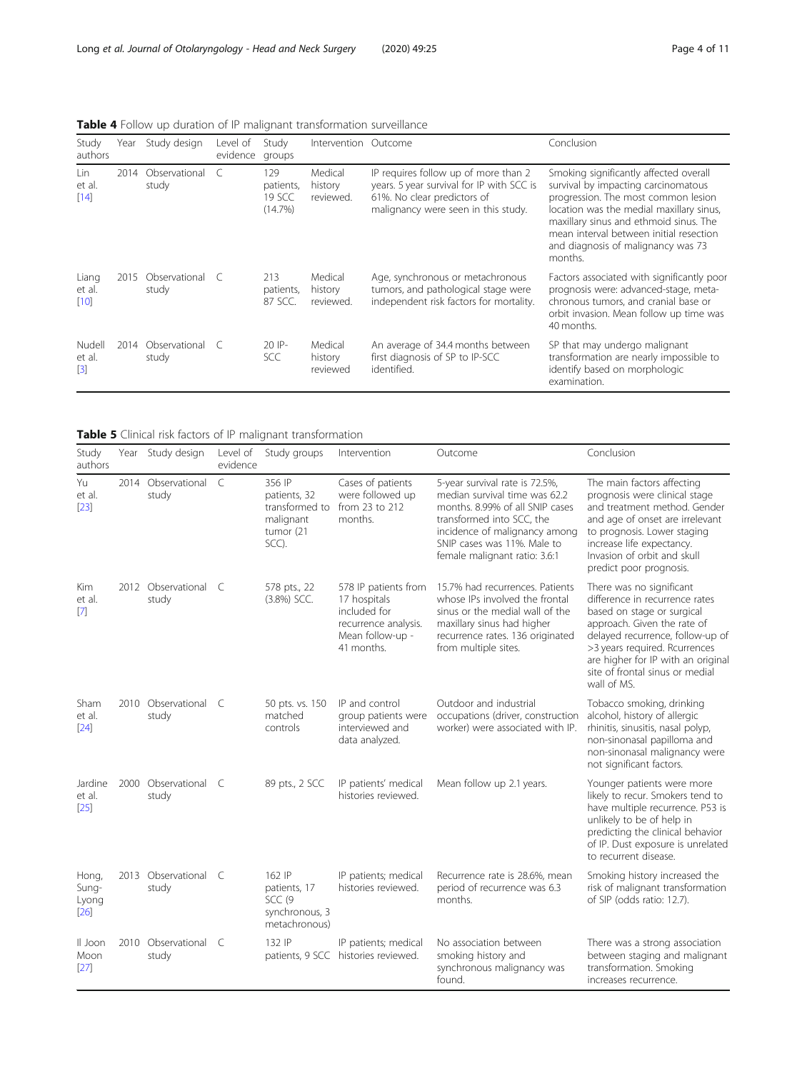**Table 4** Follow up duration of IP malignant transformation surveillance

| Study authors | Year | Study design | Level of evidence | Study groups | Intervention | Outcome | Conclusion |
|---|---|---|---|---|---|---|---|
| Lin et al. [14] | 2014 | Observational study | C | 129 patients, 19 SCC (14.7%) | Medical history reviewed. | IP requires follow up of more than 2 years. 5 year survival for IP with SCC is 61%. No clear predictors of malignancy were seen in this study. | Smoking significantly affected overall survival by impacting carcinomatous progression. The most common lesion location was the medial maxillary sinus, maxillary sinus and ethmoid sinus. The mean interval between initial resection and diagnosis of malignancy was 73 months. |
| Liang et al. [10] | 2015 | Observational study | C | 213 patients, 87 SCC. | Medical history reviewed. | Age, synchronous or metachronous tumors, and pathological stage were independent risk factors for mortality. | Factors associated with significantly poor prognosis were: advanced-stage, meta-chronous tumors, and cranial base or orbit invasion. Mean follow up time was 40 months. |
| Nudell et al. [3] | 2014 | Observational study | C | 20 IP-SCC | Medical history reviewed | An average of 34.4 months between first diagnosis of SP to IP-SCC identified. | SP that may undergo malignant transformation are nearly impossible to identify based on morphologic examination. |

**Table 5** Clinical risk factors of IP malignant transformation

| Study authors | Year | Study design | Level of evidence | Study groups | Intervention | Outcome | Conclusion |
|---|---|---|---|---|---|---|---|
| Yu et al. [23] | 2014 | Observational study | C | 356 IP patients, 32 transformed to malignant tumor (21 SCC). | Cases of patients were followed up from 23 to 212 months. | 5-year survival rate is 72.5%, median survival time was 62.2 months. 8.99% of all SNIP cases transformed into SCC, the incidence of malignancy among SNIP cases was 11%. Male to female malignant ratio: 3.6:1 | The main factors affecting prognosis were clinical stage and treatment method. Gender and age of onset are irrelevant to prognosis. Lower staging increase life expectancy. Invasion of orbit and skull predict poor prognosis. |
| Kim et al. [7] | 2012 | Observational study | C | 578 pts., 22 (3.8%) SCC. | 578 IP patients from 17 hospitals included for recurrence analysis. Mean follow-up - 41 months. | 15.7% had recurrences. Patients whose IPs involved the frontal sinus or the medial wall of the maxillary sinus had higher recurrence rates. 136 originated from multiple sites. | There was no significant difference in recurrence rates based on stage or surgical approach. Given the rate of delayed recurrence, follow-up of >3 years required. Rcurrences are higher for IP with an original site of frontal sinus or medial wall of MS. |
| Sham et al. [24] | 2010 | Observational study | C | 50 pts. vs. 150 matched controls | IP and control group patients were interviewed and data analyzed. | Outdoor and industrial occupations (driver, construction worker) were associated with IP. | Tobacco smoking, drinking alcohol, history of allergic rhinitis, sinusitis, nasal polyp, non-sinonasal papilloma and non-sinonasal malignancy were not significant factors. |
| Jardine et al. [25] | 2000 | Observational study | C | 89 pts., 2 SCC | IP patients' medical histories reviewed. | Mean follow up 2.1 years. | Younger patients were more likely to recur. Smokers tend to have multiple recurrence. P53 is unlikely to be of help in predicting the clinical behavior of IP. Dust exposure is unrelated to recurrent disease. |
| Hong, Sung-Lyong [26] | 2013 | Observational study | C | 162 IP patients, 17 SCC (9 synchronous, 3 metachronous) | IP patients; medical histories reviewed. | Recurrence rate is 28.6%, mean period of recurrence was 6.3 months. | Smoking history increased the risk of malignant transformation of SIP (odds ratio: 12.7). |
| Il Joon Moon [27] | 2010 | Observational study | C | 132 IP patients, 9 SCC | IP patients; medical histories reviewed. | No association between smoking history and synchronous malignancy was found. | There was a strong association between staging and malignant transformation. Smoking increases recurrence. |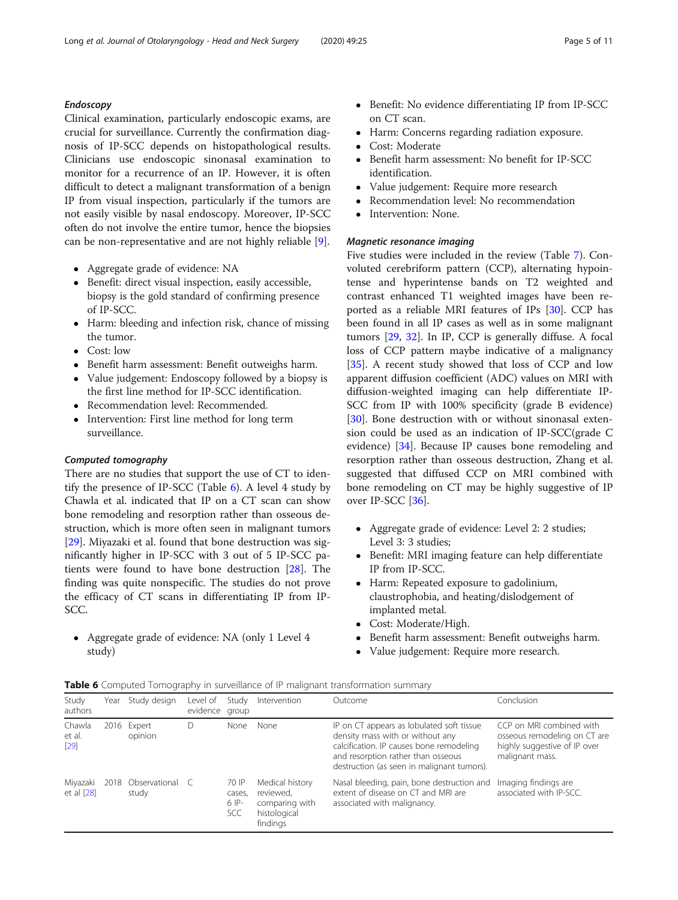#### *Endoscopy*

Clinical examination, particularly endoscopic exams, are crucial for surveillance. Currently the confirmation diagnosis of IP-SCC depends on histopathological results. Clinicians use endoscopic sinonasal examination to monitor for a recurrence of an IP. However, it is often difficult to detect a malignant transformation of a benign IP from visual inspection, particularly if the tumors are not easily visible by nasal endoscopy. Moreover, IP-SCC often do not involve the entire tumor, hence the biopsies can be non-representative and are not highly reliable [9].

- Aggregate grade of evidence: NA
- Benefit: direct visual inspection, easily accessible, biopsy is the gold standard of confirming presence of IP-SCC.
- Harm: bleeding and infection risk, chance of missing the tumor.
- Cost: low
- Benefit harm assessment: Benefit outweighs harm.
- Value judgement: Endoscopy followed by a biopsy is the first line method for IP-SCC identification.
- Recommendation level: Recommended.
- Intervention: First line method for long term surveillance.

#### *Computed tomography*

There are no studies that support the use of CT to identify the presence of IP-SCC (Table 6). A level 4 study by Chawla et al. indicated that IP on a CT scan can show bone remodeling and resorption rather than osseous destruction, which is more often seen in malignant tumors [29]. Miyazaki et al. found that bone destruction was significantly higher in IP-SCC with 3 out of 5 IP-SCC patients were found to have bone destruction [28]. The finding was quite nonspecific. The studies do not prove the efficacy of CT scans in differentiating IP from IP-SCC.

- Aggregate grade of evidence: NA (only 1 Level 4 study)
- Benefit: No evidence differentiating IP from IP-SCC on CT scan.
- Harm: Concerns regarding radiation exposure.
- Cost: Moderate
- Benefit harm assessment: No benefit for IP-SCC identification.
- Value judgement: Require more research
- Recommendation level: No recommendation
- Intervention: None.

#### *Magnetic resonance imaging*

Five studies were included in the review (Table 7). Convoluted cerebriform pattern (CCP), alternating hypointense and hyperintense bands on T2 weighted and contrast enhanced T1 weighted images have been reported as a reliable MRI features of IPs [30]. CCP has been found in all IP cases as well as in some malignant tumors [29, 32]. In IP, CCP is generally diffuse. A focal loss of CCP pattern maybe indicative of a malignancy [35]. A recent study showed that loss of CCP and low apparent diffusion coefficient (ADC) values on MRI with diffusion-weighted imaging can help differentiate IP-SCC from IP with 100% specificity (grade B evidence) [30]. Bone destruction with or without sinonasal extension could be used as an indication of IP-SCC(grade C evidence) [34]. Because IP causes bone remodeling and resorption rather than osseous destruction, Zhang et al. suggested that diffused CCP on MRI combined with bone remodeling on CT may be highly suggestive of IP over IP-SCC [36].

- Aggregate grade of evidence: Level 2: 2 studies; Level 3: 3 studies;
- Benefit: MRI imaging feature can help differentiate IP from IP-SCC.
- Harm: Repeated exposure to gadolinium, claustrophobia, and heating/dislodgement of implanted metal.
- Cost: Moderate/High.
- Benefit harm assessment: Benefit outweighs harm.
- Value judgement: Require more research.

**Table 6** Computed Tomography in surveillance of IP malignant transformation summary

| Study authors | Year | Study design | Level of evidence | Study group | Intervention | Outcome | Conclusion |
|---|---|---|---|---|---|---|---|
| Chawla et al. [29] | 2016 | Expert opinion | D | None | None | IP on CT appears as lobulated soft tissue density mass with or without any calcification. IP causes bone remodeling and resorption rather than osseous destruction (as seen in malignant tumors). | CCP on MRI combined with osseous remodeling on CT are highly suggestive of IP over malignant mass. |
| Miyazaki et al [28] | 2018 | Observational study | C | 70 IP cases, 6 IP-SCC | Medical history reviewed, comparing with histological findings | Nasal bleeding, pain, bone destruction and extent of disease on CT and MRI are associated with malignancy. | Imaging findings are associated with IP-SCC. |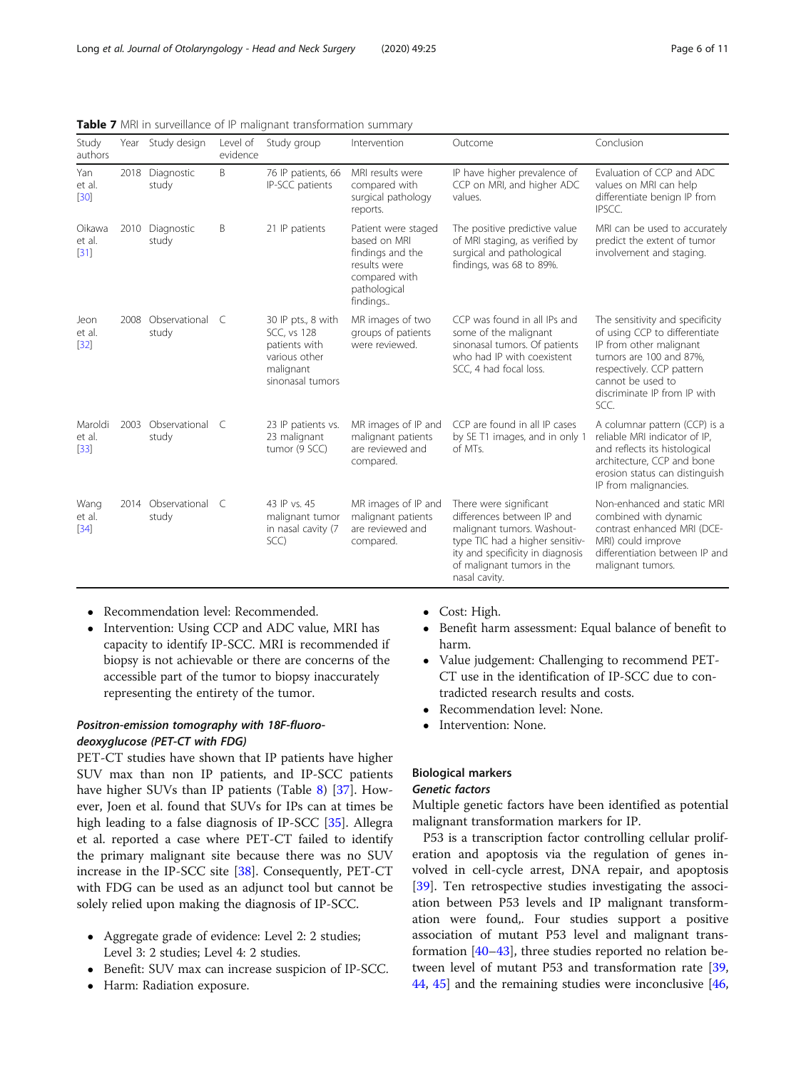**Table 7** MRI in surveillance of IP malignant transformation summary

| Study authors | Year | Study design | Level of evidence | Study group | Intervention | Outcome | Conclusion |
|---|---|---|---|---|---|---|---|
| Yan et al. [30] | 2018 | Diagnostic study | B | 76 IP patients, 66 IP-SCC patients | MRI results were compared with surgical pathology reports. | IP have higher prevalence of CCP on MRI, and higher ADC values. | Evaluation of CCP and ADC values on MRI can help differentiate benign IP from IPSCC. |
| Oikawa et al. [31] | 2010 | Diagnostic study | B | 21 IP patients | Patient were staged based on MRI findings and the results were compared with pathological findings.. | The positive predictive value of MRI staging, as verified by surgical and pathological findings, was 68 to 89%. | MRI can be used to accurately predict the extent of tumor involvement and staging. |
| Jeon et al. [32] | 2008 | Observational study | C | 30 IP pts., 8 with SCC, vs 128 patients with various other malignant sinonasal tumors | MR images of two groups of patients were reviewed. | CCP was found in all IPs and some of the malignant sinonasal tumors. Of patients who had IP with coexistent SCC, 4 had focal loss. | The sensitivity and specificity of using CCP to differentiate IP from other malignant tumors are 100 and 87%, respectively. CCP pattern cannot be used to discriminate IP from IP with SCC. |
| Maroldi et al. [33] | 2003 | Observational study | C | 23 IP patients vs. 23 malignant tumor (9 SCC) | MR images of IP and malignant patients are reviewed and compared. | CCP are found in all IP cases by SE T1 images, and in only 1 of MTs. | A columnar pattern (CCP) is a reliable MRI indicator of IP, and reflects its histological architecture, CCP and bone erosion status can distinguish IP from malignancies. |
| Wang et al. [34] | 2014 | Observational study | C | 43 IP vs. 45 malignant tumor in nasal cavity (7 SCC) | MR images of IP and malignant patients are reviewed and compared. | There were significant differences between IP and malignant tumors. Washout-type TIC had a higher sensitivity and specificity in diagnosis of malignant tumors in the nasal cavity. | Non-enhanced and static MRI combined with dynamic contrast enhanced MRI (DCE-MRI) could improve differentiation between IP and malignant tumors. |

- Recommendation level: Recommended.
- Intervention: Using CCP and ADC value, MRI has capacity to identify IP-SCC. MRI is recommended if biopsy is not achievable or there are concerns of the accessible part of the tumor to biopsy inaccurately representing the entirety of the tumor.

### *Positron-emission tomography with 18F-fluoro-deoxyglucose (PET-CT with FDG)*

PET-CT studies have shown that IP patients have higher SUV max than non IP patients, and IP-SCC patients have higher SUVs than IP patients (Table 8) [37]. However, Joen et al. found that SUVs for IPs can at times be high leading to a false diagnosis of IP-SCC [35]. Allegra et al. reported a case where PET-CT failed to identify the primary malignant site because there was no SUV increase in the IP-SCC site [38]. Consequently, PET-CT with FDG can be used as an adjunct tool but cannot be solely relied upon making the diagnosis of IP-SCC.

- Aggregate grade of evidence: Level 2: 2 studies; Level 3: 2 studies; Level 4: 2 studies.
- Benefit: SUV max can increase suspicion of IP-SCC.
- Harm: Radiation exposure.
- Cost: High.
- Benefit harm assessment: Equal balance of benefit to harm.
- Value judgement: Challenging to recommend PET-CT use in the identification of IP-SCC due to contradicted research results and costs.
- Recommendation level: None.
- Intervention: None.

## Biological markers

### *Genetic factors*

Multiple genetic factors have been identified as potential malignant transformation markers for IP.

P53 is a transcription factor controlling cellular proliferation and apoptosis via the regulation of genes involved in cell-cycle arrest, DNA repair, and apoptosis [39]. Ten retrospective studies investigating the association between P53 levels and IP malignant transformation were found,. Four studies support a positive association of mutant P53 level and malignant transformation [40–43], three studies reported no relation between level of mutant P53 and transformation rate [39, 44, 45] and the remaining studies were inconclusive [46,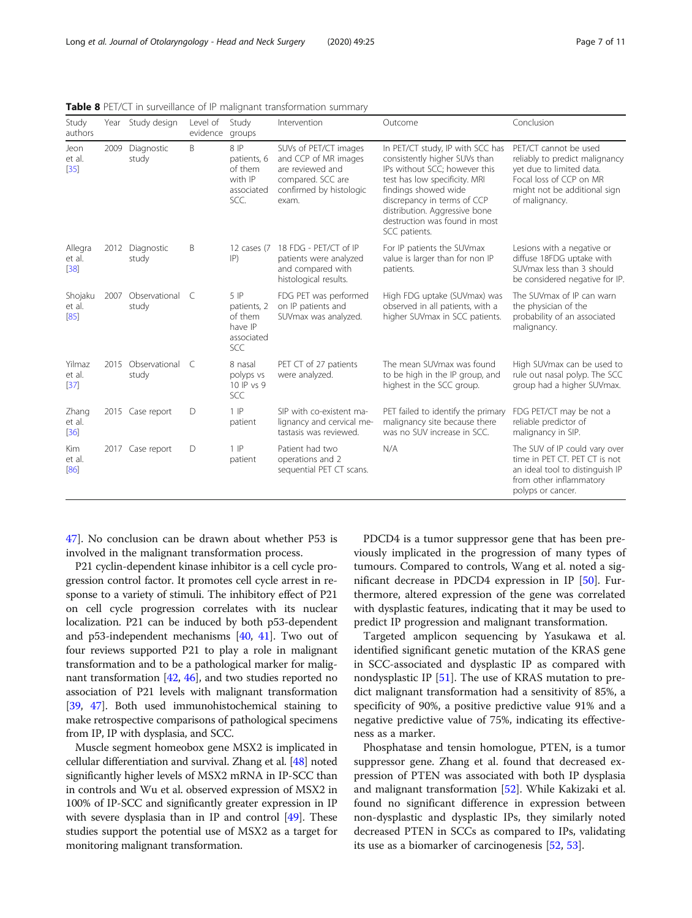**Table 8** PET/CT in surveillance of IP malignant transformation summary

| Study authors | Year | Study design | Level of evidence | Study groups | Intervention | Outcome | Conclusion |
|---|---|---|---|---|---|---|---|
| Jeon et al. [35] | 2009 | Diagnostic study | B | 8 IP patients, 6 of them with IP associated SCC. | SUVs of PET/CT images and CCP of MR images are reviewed and compared. SCC are confirmed by histologic exam. | In PET/CT study, IP with SCC has consistently higher SUVs than IPs without SCC; however this test has low specificity. MRI findings showed wide discrepancy in terms of CCP distribution. Aggressive bone destruction was found in most SCC patients. | PET/CT cannot be used reliably to predict malignancy yet due to limited data. Focal loss of CCP on MR might not be additional sign of malignancy. |
| Allegra et al. [38] | 2012 | Diagnostic study | B | 12 cases (7 IP) | 18 FDG - PET/CT of IP patients were analyzed and compared with histological results. | For IP patients the SUVmax value is larger than for non IP patients. | Lesions with a negative or diffuse 18FDG uptake with SUVmax less than 3 should be considered negative for IP. |
| Shojaku et al. [85] | 2007 | Observational study | C | 5 IP patients, 2 of them have IP associated SCC | FDG PET was performed on IP patients and SUVmax was analyzed. | High FDG uptake (SUVmax) was observed in all patients, with a higher SUVmax in SCC patients. | The SUVmax of IP can warn the physician of the probability of an associated malignancy. |
| Yilmaz et al. [37] | 2015 | Observational study | C | 8 nasal polyps vs 10 IP vs 9 SCC | PET CT of 27 patients were analyzed. | The mean SUVmax was found to be high in the IP group, and highest in the SCC group. | High SUVmax can be used to rule out nasal polyp. The SCC group had a higher SUVmax. |
| Zhang et al. [36] | 2015 | Case report | D | 1 IP patient | SIP with co-existent malignancy and cervical metastasis was reviewed. | PET failed to identify the primary malignancy site because there was no SUV increase in SCC. | FDG PET/CT may be not a reliable predictor of malignancy in SIP. |
| Kim et al. [86] | 2017 | Case report | D | 1 IP patient | Patient had two operations and 2 sequential PET CT scans. | N/A | The SUV of IP could vary over time in PET CT. PET CT is not an ideal tool to distinguish IP from other inflammatory polyps or cancer. |

47]. No conclusion can be drawn about whether P53 is involved in the malignant transformation process.

P21 cyclin-dependent kinase inhibitor is a cell cycle progression control factor. It promotes cell cycle arrest in response to a variety of stimuli. The inhibitory effect of P21 on cell cycle progression correlates with its nuclear localization. P21 can be induced by both p53-dependent and p53-independent mechanisms [40, 41]. Two out of four reviews supported P21 to play a role in malignant transformation and to be a pathological marker for malignant transformation [42, 46], and two studies reported no association of P21 levels with malignant transformation [39, 47]. Both used immunohistochemical staining to make retrospective comparisons of pathological specimens from IP, IP with dysplasia, and SCC.

Muscle segment homeobox gene MSX2 is implicated in cellular differentiation and survival. Zhang et al. [48] noted significantly higher levels of MSX2 mRNA in IP-SCC than in controls and Wu et al. observed expression of MSX2 in 100% of IP-SCC and significantly greater expression in IP with severe dysplasia than in IP and control [49]. These studies support the potential use of MSX2 as a target for monitoring malignant transformation.

PDCD4 is a tumor suppressor gene that has been previously implicated in the progression of many types of tumours. Compared to controls, Wang et al. noted a significant decrease in PDCD4 expression in IP [50]. Furthermore, altered expression of the gene was correlated with dysplastic features, indicating that it may be used to predict IP progression and malignant transformation.

Targeted amplicon sequencing by Yasukawa et al. identified significant genetic mutation of the KRAS gene in SCC-associated and dysplastic IP as compared with nondysplastic IP [51]. The use of KRAS mutation to predict malignant transformation had a sensitivity of 85%, a specificity of 90%, a positive predictive value 91% and a negative predictive value of 75%, indicating its effectiveness as a marker.

Phosphatase and tensin homologue, PTEN, is a tumor suppressor gene. Zhang et al. found that decreased expression of PTEN was associated with both IP dysplasia and malignant transformation [52]. While Kakizaki et al. found no significant difference in expression between non-dysplastic and dysplastic IPs, they similarly noted decreased PTEN in SCCs as compared to IPs, validating its use as a biomarker of carcinogenesis [52, 53].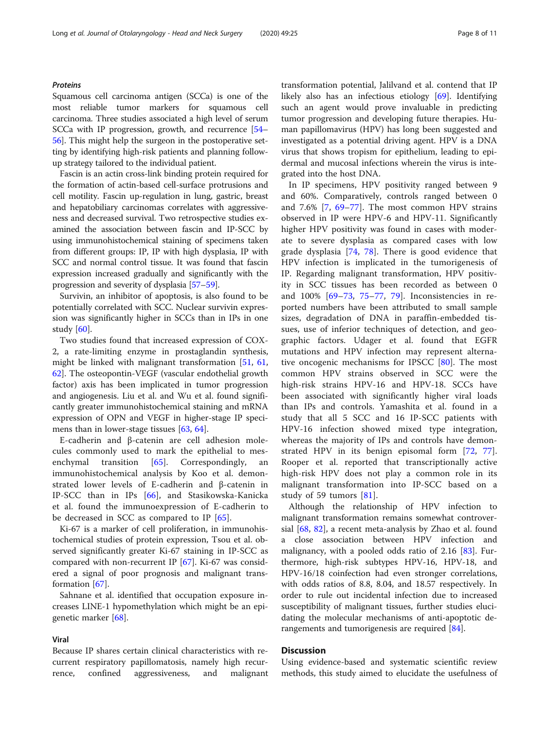### *Proteins*

Squamous cell carcinoma antigen (SCCa) is one of the most reliable tumor markers for squamous cell carcinoma. Three studies associated a high level of serum SCCa with IP progression, growth, and recurrence [54–56]. This might help the surgeon in the postoperative setting by identifying high-risk patients and planning follow-up strategy tailored to the individual patient.

Fascin is an actin cross-link binding protein required for the formation of actin-based cell-surface protrusions and cell motility. Fascin up-regulation in lung, gastric, breast and hepatobiliary carcinomas correlates with aggressiveness and decreased survival. Two retrospective studies examined the association between fascin and IP-SCC by using immunohistochemical staining of specimens taken from different groups: IP, IP with high dysplasia, IP with SCC and normal control tissue. It was found that fascin expression increased gradually and significantly with the progression and severity of dysplasia [57–59].

Survivin, an inhibitor of apoptosis, is also found to be potentially correlated with SCC. Nuclear survivin expression was significantly higher in SCCs than in IPs in one study [60].

Two studies found that increased expression of COX-2, a rate-limiting enzyme in prostaglandin synthesis, might be linked with malignant transformation [51, 61, 62]. The osteopontin-VEGF (vascular endothelial growth factor) axis has been implicated in tumor progression and angiogenesis. Liu et al. and Wu et al. found significantly greater immunohistochemical staining and mRNA expression of OPN and VEGF in higher-stage IP specimens than in lower-stage tissues [63, 64].

E-cadherin and β-catenin are cell adhesion molecules commonly used to mark the epithelial to mesenchymal transition [65]. Correspondingly, an immunohistochemical analysis by Koo et al. demonstrated lower levels of E-cadherin and β-catenin in IP-SCC than in IPs [66], and Stasikowska-Kanicka et al. found the immunoexpression of E-cadherin to be decreased in SCC as compared to IP [65].

Ki-67 is a marker of cell proliferation, in immunohistochemical studies of protein expression, Tsou et al. observed significantly greater Ki-67 staining in IP-SCC as compared with non-recurrent IP [67]. Ki-67 was considered a signal of poor prognosis and malignant transformation [67].

Sahnane et al. identified that occupation exposure increases LINE-1 hypomethylation which might be an epigenetic marker [68].

### Viral

Because IP shares certain clinical characteristics with recurrent respiratory papillomatosis, namely high recurrence, confined aggressiveness, and malignant transformation potential, Jalilvand et al. contend that IP likely also has an infectious etiology [69]. Identifying such an agent would prove invaluable in predicting tumor progression and developing future therapies. Human papillomavirus (HPV) has long been suggested and investigated as a potential driving agent. HPV is a DNA virus that shows tropism for epithelium, leading to epidermal and mucosal infections wherein the virus is integrated into the host DNA.

In IP specimens, HPV positivity ranged between 9 and 60%. Comparatively, controls ranged between 0 and 7.6% [7, 69–77]. The most common HPV strains observed in IP were HPV-6 and HPV-11. Significantly higher HPV positivity was found in cases with moderate to severe dysplasia as compared cases with low grade dysplasia [74, 78]. There is good evidence that HPV infection is implicated in the tumorigenesis of IP. Regarding malignant transformation, HPV positivity in SCC tissues has been recorded as between 0 and 100% [69–73, 75–77, 79]. Inconsistencies in reported numbers have been attributed to small sample sizes, degradation of DNA in paraffin-embedded tissues, use of inferior techniques of detection, and geographic factors. Udager et al. found that EGFR mutations and HPV infection may represent alternative oncogenic mechanisms for IPSCC [80]. The most common HPV strains observed in SCC were the high-risk strains HPV-16 and HPV-18. SCCs have been associated with significantly higher viral loads than IPs and controls. Yamashita et al. found in a study that all 5 SCC and 16 IP-SCC patients with HPV-16 infection showed mixed type integration, whereas the majority of IPs and controls have demonstrated HPV in its benign episomal form [72, 77]. Rooper et al. reported that transcriptionally active high-risk HPV does not play a common role in its malignant transformation into IP-SCC based on a study of 59 tumors [81].

Although the relationship of HPV infection to malignant transformation remains somewhat controversial [68, 82], a recent meta-analysis by Zhao et al. found a close association between HPV infection and malignancy, with a pooled odds ratio of 2.16 [83]. Furthermore, high-risk subtypes HPV-16, HPV-18, and HPV-16/18 coinfection had even stronger correlations, with odds ratios of 8.8, 8.04, and 18.57 respectively. In order to rule out incidental infection due to increased susceptibility of malignant tissues, further studies elucidating the molecular mechanisms of anti-apoptotic derangements and tumorigenesis are required [84].

## Discussion

Using evidence-based and systematic scientific review methods, this study aimed to elucidate the usefulness of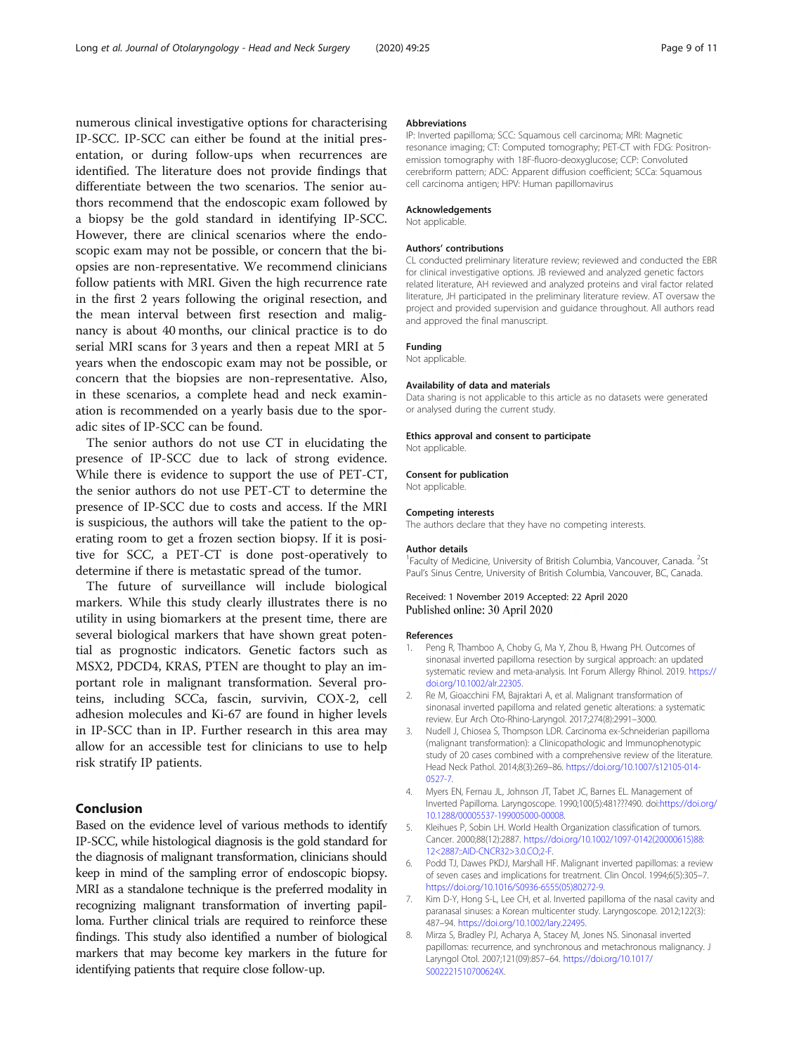numerous clinical investigative options for characterising IP-SCC. IP-SCC can either be found at the initial presentation, or during follow-ups when recurrences are identified. The literature does not provide findings that differentiate between the two scenarios. The senior authors recommend that the endoscopic exam followed by a biopsy be the gold standard in identifying IP-SCC. However, there are clinical scenarios where the endoscopic exam may not be possible, or concern that the biopsies are non-representative. We recommend clinicians follow patients with MRI. Given the high recurrence rate in the first 2 years following the original resection, and the mean interval between first resection and malignancy is about 40 months, our clinical practice is to do serial MRI scans for 3 years and then a repeat MRI at 5 years when the endoscopic exam may not be possible, or concern that the biopsies are non-representative. Also, in these scenarios, a complete head and neck examination is recommended on a yearly basis due to the sporadic sites of IP-SCC can be found.

The senior authors do not use CT in elucidating the presence of IP-SCC due to lack of strong evidence. While there is evidence to support the use of PET-CT, the senior authors do not use PET-CT to determine the presence of IP-SCC due to costs and access. If the MRI is suspicious, the authors will take the patient to the operating room to get a frozen section biopsy. If it is positive for SCC, a PET-CT is done post-operatively to determine if there is metastatic spread of the tumor.

The future of surveillance will include biological markers. While this study clearly illustrates there is no utility in using biomarkers at the present time, there are several biological markers that have shown great potential as prognostic indicators. Genetic factors such as MSX2, PDCD4, KRAS, PTEN are thought to play an important role in malignant transformation. Several proteins, including SCCa, fascin, survivin, COX-2, cell adhesion molecules and Ki-67 are found in higher levels in IP-SCC than in IP. Further research in this area may allow for an accessible test for clinicians to use to help risk stratify IP patients.

## Conclusion

Based on the evidence level of various methods to identify IP-SCC, while histological diagnosis is the gold standard for the diagnosis of malignant transformation, clinicians should keep in mind of the sampling error of endoscopic biopsy. MRI as a standalone technique is the preferred modality in recognizing malignant transformation of inverting papilloma. Further clinical trials are required to reinforce these findings. This study also identified a number of biological markers that may become key markers in the future for identifying patients that require close follow-up.

#### Abbreviations

IP: Inverted papilloma; SCC: Squamous cell carcinoma; MRI: Magnetic resonance imaging; CT: Computed tomography; PET-CT with FDG: Positron-emission tomography with 18F-fluoro-deoxyglucose; CCP: Convoluted cerebriform pattern; ADC: Apparent diffusion coefficient; SCCa: Squamous cell carcinoma antigen; HPV: Human papillomavirus

#### Acknowledgements

Not applicable.

#### Authors' contributions

CL conducted preliminary literature review; reviewed and conducted the EBR for clinical investigative options. JB reviewed and analyzed genetic factors related literature, AH reviewed and analyzed proteins and viral factor related literature, JH participated in the preliminary literature review. AT oversaw the project and provided supervision and guidance throughout. All authors read and approved the final manuscript.

#### Funding

Not applicable.

#### Availability of data and materials

Data sharing is not applicable to this article as no datasets were generated or analysed during the current study.

#### Ethics approval and consent to participate

Not applicable.

#### Consent for publication

Not applicable.

#### Competing interests

The authors declare that they have no competing interests.

#### Author details

[1]Faculty of Medicine, University of British Columbia, Vancouver, Canada. [2]St Paul's Sinus Centre, University of British Columbia, Vancouver, BC, Canada.

Received: 1 November 2019 Accepted: 22 April 2020
Published online: 30 April 2020

#### References

1. Peng R, Thamboo A, Choby G, Ma Y, Zhou B, Hwang PH. Outcomes of sinonasal inverted papilloma resection by surgical approach: an updated systematic review and meta-analysis. Int Forum Allergy Rhinol. 2019. https://doi.org/10.1002/alr.22305.
2. Re M, Gioacchini FM, Bajraktari A, et al. Malignant transformation of sinonasal inverted papilloma and related genetic alterations: a systematic review. Eur Arch Oto-Rhino-Laryngol. 2017;274(8):2991–3000.
3. Nudell J, Chiosea S, Thompson LDR. Carcinoma ex-Schneiderian papilloma (malignant transformation): a Clinicopathologic and Immunophenotypic study of 20 cases combined with a comprehensive review of the literature. Head Neck Pathol. 2014;8(3):269–86. https://doi.org/10.1007/s12105-014-0527-7.
4. Myers EN, Fernau JL, Johnson JT, Tabet JC, Barnes EL. Management of Inverted Papilloma. Laryngoscope. 1990;100(5):481???490. doi:https://doi.org/10.1288/00005537-199005000-00008.
5. Kleihues P, Sobin LH. World Health Organization classification of tumors. Cancer. 2000;88(12):2887. https://doi.org/10.1002/1097-0142(20000615)88:12<2887::AID-CNCR32>3.0.CO;2-F.
6. Podd TJ, Dawes PKDJ, Marshall HF. Malignant inverted papillomas: a review of seven cases and implications for treatment. Clin Oncol. 1994;6(5):305–7. https://doi.org/10.1016/S0936-6555(05)80272-9.
7. Kim D-Y, Hong S-L, Lee CH, et al. Inverted papilloma of the nasal cavity and paranasal sinuses: a Korean multicenter study. Laryngoscope. 2012;122(3):487–94. https://doi.org/10.1002/lary.22495.
8. Mirza S, Bradley PJ, Acharya A, Stacey M, Jones NS. Sinonasal inverted papillomas: recurrence, and synchronous and metachronous malignancy. J Laryngol Otol. 2007;121(09):857–64. https://doi.org/10.1017/S002221510700624X.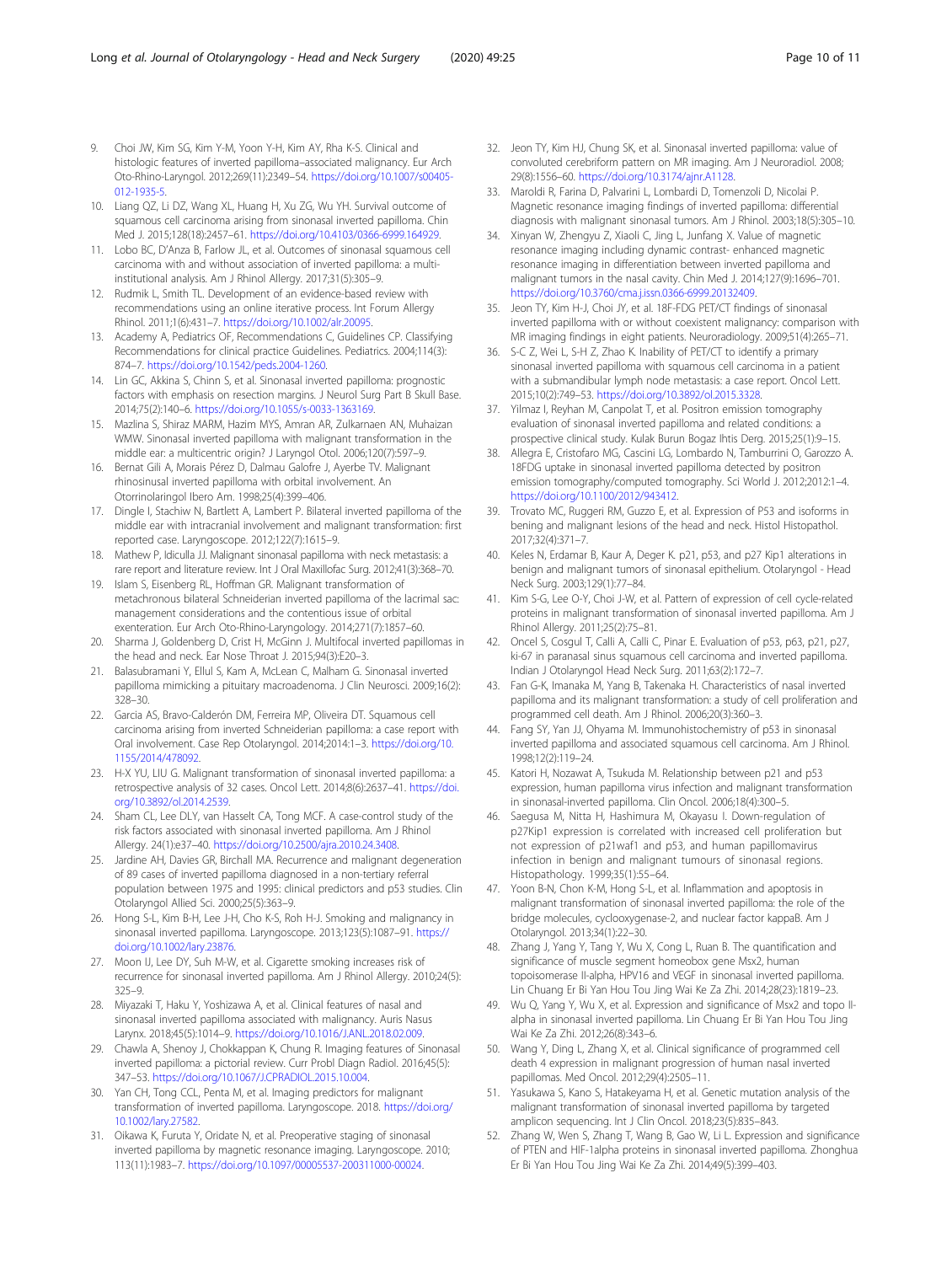9. Choi JW, Kim SG, Kim Y-M, Yoon Y-H, Kim AY, Rha K-S. Clinical and histologic features of inverted papilloma–associated malignancy. Eur Arch Oto-Rhino-Laryngol. 2012;269(11):2349–54. https://doi.org/10.1007/s00405-012-1935-5.
10. Liang QZ, Li DZ, Wang XL, Huang H, Xu ZG, Wu YH. Survival outcome of squamous cell carcinoma arising from sinonasal inverted papilloma. Chin Med J. 2015;128(18):2457–61. https://doi.org/10.4103/0366-6999.164929.
11. Lobo BC, D'Anza B, Farlow JL, et al. Outcomes of sinonasal squamous cell carcinoma with and without association of inverted papilloma: a multi-institutional analysis. Am J Rhinol Allergy. 2017;31(5):305–9.
12. Rudmik L, Smith TL. Development of an evidence-based review with recommendations using an online iterative process. Int Forum Allergy Rhinol. 2011;1(6):431–7. https://doi.org/10.1002/alr.20095.
13. Academy A, Pediatrics OF, Recommendations C, Guidelines CP. Classifying Recommendations for clinical practice Guidelines. Pediatrics. 2004;114(3): 874–7. https://doi.org/10.1542/peds.2004-1260.
14. Lin GC, Akkina S, Chinn S, et al. Sinonasal inverted papilloma: prognostic factors with emphasis on resection margins. J Neurol Surg Part B Skull Base. 2014;75(2):140–6. https://doi.org/10.1055/s-0033-1363169.
15. Mazlina S, Shiraz MARM, Hazim MYS, Amran AR, Zulkarnaen AN, Muhaizan WMW. Sinonasal inverted papilloma with malignant transformation in the middle ear: a multicentric origin? J Laryngol Otol. 2006;120(7):597–9.
16. Bernat Gili A, Morais Pérez D, Dalmau Galofre J, Ayerbe TV. Malignant rhinosinusal inverted papilloma with orbital involvement. An Otorrinolaringol Ibero Am. 1998;25(4):399–406.
17. Dingle I, Stachiw N, Bartlett A, Lambert P. Bilateral inverted papilloma of the middle ear with intracranial involvement and malignant transformation: first reported case. Laryngoscope. 2012;122(7):1615–9.
18. Mathew P, Idiculla JJ. Malignant sinonasal papilloma with neck metastasis: a rare report and literature review. Int J Oral Maxillofac Surg. 2012;41(3):368–70.
19. Islam S, Eisenberg RL, Hoffman GR. Malignant transformation of metachronous bilateral Schneiderian inverted papilloma of the lacrimal sac: management considerations and the contentious issue of orbital exenteration. Eur Arch Oto-Rhino-Laryngology. 2014;271(7):1857–60.
20. Sharma J, Goldenberg D, Crist H, McGinn J. Multifocal inverted papillomas in the head and neck. Ear Nose Throat J. 2015;94(3):E20–3.
21. Balasubramani Y, Ellul S, Kam A, McLean C, Malham G. Sinonasal inverted papilloma mimicking a pituitary macroadenoma. J Clin Neurosci. 2009;16(2): 328–30.
22. Garcia AS, Bravo-Calderón DM, Ferreira MP, Oliveira DT. Squamous cell carcinoma arising from inverted Schneiderian papilloma: a case report with Oral involvement. Case Rep Otolaryngol. 2014;2014:1–3. https://doi.org/10.1155/2014/478092.
23. H-X YU, LIU G. Malignant transformation of sinonasal inverted papilloma: a retrospective analysis of 32 cases. Oncol Lett. 2014;8(6):2637–41. https://doi.org/10.3892/ol.2014.2539.
24. Sham CL, Lee DLY, van Hasselt CA, Tong MCF. A case-control study of the risk factors associated with sinonasal inverted papilloma. Am J Rhinol Allergy. 24(1):e37–40. https://doi.org/10.2500/ajra.2010.24.3408.
25. Jardine AH, Davies GR, Birchall MA. Recurrence and malignant degeneration of 89 cases of inverted papilloma diagnosed in a non-tertiary referral population between 1975 and 1995: clinical predictors and p53 studies. Clin Otolaryngol Allied Sci. 2000;25(5):363–9.
26. Hong S-L, Kim B-H, Lee J-H, Cho K-S, Roh H-J. Smoking and malignancy in sinonasal inverted papilloma. Laryngoscope. 2013;123(5):1087–91. https://doi.org/10.1002/lary.23876.
27. Moon IJ, Lee DY, Suh M-W, et al. Cigarette smoking increases risk of recurrence for sinonasal inverted papilloma. Am J Rhinol Allergy. 2010;24(5): 325–9.
28. Miyazaki T, Haku Y, Yoshizawa A, et al. Clinical features of nasal and sinonasal inverted papilloma associated with malignancy. Auris Nasus Larynx. 2018;45(5):1014–9. https://doi.org/10.1016/J.ANL.2018.02.009.
29. Chawla A, Shenoy J, Chokkappan K, Chung R. Imaging features of Sinonasal inverted papilloma: a pictorial review. Curr Probl Diagn Radiol. 2016;45(5): 347–53. https://doi.org/10.1067/J.CPRADIOL.2015.10.004.
30. Yan CH, Tong CCL, Penta M, et al. Imaging predictors for malignant transformation of inverted papilloma. Laryngoscope. 2018. https://doi.org/10.1002/lary.27582.
31. Oikawa K, Furuta Y, Oridate N, et al. Preoperative staging of sinonasal inverted papilloma by magnetic resonance imaging. Laryngoscope. 2010; 113(11):1983–7. https://doi.org/10.1097/00005537-200311000-00024.
32. Jeon TY, Kim HJ, Chung SK, et al. Sinonasal inverted papilloma: value of convoluted cerebriform pattern on MR imaging. Am J Neuroradiol. 2008; 29(8):1556–60. https://doi.org/10.3174/ajnr.A1128.
33. Maroldi R, Farina D, Palvarini L, Lombardi D, Tomenzoli D, Nicolai P. Magnetic resonance imaging findings of inverted papilloma: differential diagnosis with malignant sinonasal tumors. Am J Rhinol. 2003;18(5):305–10.
34. Xinyan W, Zhengyu Z, Xiaoli C, Jing L, Junfang X. Value of magnetic resonance imaging including dynamic contrast- enhanced magnetic resonance imaging in differentiation between inverted papilloma and malignant tumors in the nasal cavity. Chin Med J. 2014;127(9):1696–701. https://doi.org/10.3760/cma.j.issn.0366-6999.20132409.
35. Jeon TY, Kim H-J, Choi JY, et al. 18F-FDG PET/CT findings of sinonasal inverted papilloma with or without coexistent malignancy: comparison with MR imaging findings in eight patients. Neuroradiology. 2009;51(4):265–71.
36. S-C Z, Wei L, S-H Z, Zhao K. Inability of PET/CT to identify a primary sinonasal inverted papilloma with squamous cell carcinoma in a patient with a submandibular lymph node metastasis: a case report. Oncol Lett. 2015;10(2):749–53. https://doi.org/10.3892/ol.2015.3328.
37. Yilmaz I, Reyhan M, Canpolat T, et al. Positron emission tomography evaluation of sinonasal inverted papilloma and related conditions: a prospective clinical study. Kulak Burun Bogaz Ihtis Derg. 2015;25(1):9–15.
38. Allegra E, Cristofaro MG, Cascini LG, Lombardo N, Tamburrini O, Garozzo A. 18FDG uptake in sinonasal inverted papilloma detected by positron emission tomography/computed tomography. Sci World J. 2012;2012:1–4. https://doi.org/10.1100/2012/943412.
39. Trovato MC, Ruggeri RM, Guzzo E, et al. Expression of P53 and isoforms in bening and malignant lesions of the head and neck. Histol Histopathol. 2017;32(4):371–7.
40. Keles N, Erdamar B, Kaur A, Deger K. p21, p53, and p27 Kip1 alterations in benign and malignant tumors of sinonasal epithelium. Otolaryngol - Head Neck Surg. 2003;129(1):77–84.
41. Kim S-G, Lee O-Y, Choi J-W, et al. Pattern of expression of cell cycle-related proteins in malignant transformation of sinonasal inverted papilloma. Am J Rhinol Allergy. 2011;25(2):75–81.
42. Oncel S, Cosgul T, Calli A, Calli C, Pinar E. Evaluation of p53, p63, p21, p27, ki-67 in paranasal sinus squamous cell carcinoma and inverted papilloma. Indian J Otolaryngol Head Neck Surg. 2011;63(2):172–7.
43. Fan G-K, Imanaka M, Yang B, Takenaka H. Characteristics of nasal inverted papilloma and its malignant transformation: a study of cell proliferation and programmed cell death. Am J Rhinol. 2006;20(3):360–3.
44. Fang SY, Yan JJ, Ohyama M. Immunohistochemistry of p53 in sinonasal inverted papilloma and associated squamous cell carcinoma. Am J Rhinol. 1998;12(2):119–24.
45. Katori H, Nozawat A, Tsukuda M. Relationship between p21 and p53 expression, human papilloma virus infection and malignant transformation in sinonasal-inverted papilloma. Clin Oncol. 2006;18(4):300–5.
46. Saegusa M, Nitta H, Hashimura M, Okayasu I. Down-regulation of p27Kip1 expression is correlated with increased cell proliferation but not expression of p21waf1 and p53, and human papillomavirus infection in benign and malignant tumours of sinonasal regions. Histopathology. 1999;35(1):55–64.
47. Yoon B-N, Chon K-M, Hong S-L, et al. Inflammation and apoptosis in malignant transformation of sinonasal inverted papilloma: the role of the bridge molecules, cyclooxygenase-2, and nuclear factor kappaB. Am J Otolaryngol. 2013;34(1):22–30.
48. Zhang J, Yang Y, Tang Y, Wu X, Cong L, Ruan B. The quantification and significance of muscle segment homeobox gene Msx2, human topoisomerase II-alpha, HPV16 and VEGF in sinonasal inverted papilloma. Lin Chuang Er Bi Yan Hou Tou Jing Wai Ke Za Zhi. 2014;28(23):1819–23.
49. Wu Q, Yang Y, Wu X, et al. Expression and significance of Msx2 and topo II-alpha in sinonasal inverted papilloma. Lin Chuang Er Bi Yan Hou Tou Jing Wai Ke Za Zhi. 2012;26(8):343–6.
50. Wang Y, Ding L, Zhang X, et al. Clinical significance of programmed cell death 4 expression in malignant progression of human nasal inverted papillomas. Med Oncol. 2012;29(4):2505–11.
51. Yasukawa S, Kano S, Hatakeyama H, et al. Genetic mutation analysis of the malignant transformation of sinonasal inverted papilloma by targeted amplicon sequencing. Int J Clin Oncol. 2018;23(5):835–843.
52. Zhang W, Wen S, Zhang T, Wang B, Gao W, Li L. Expression and significance of PTEN and HIF-1alpha proteins in sinonasal inverted papilloma. Zhonghua Er Bi Yan Hou Tou Jing Wai Ke Za Zhi. 2014;49(5):399–403.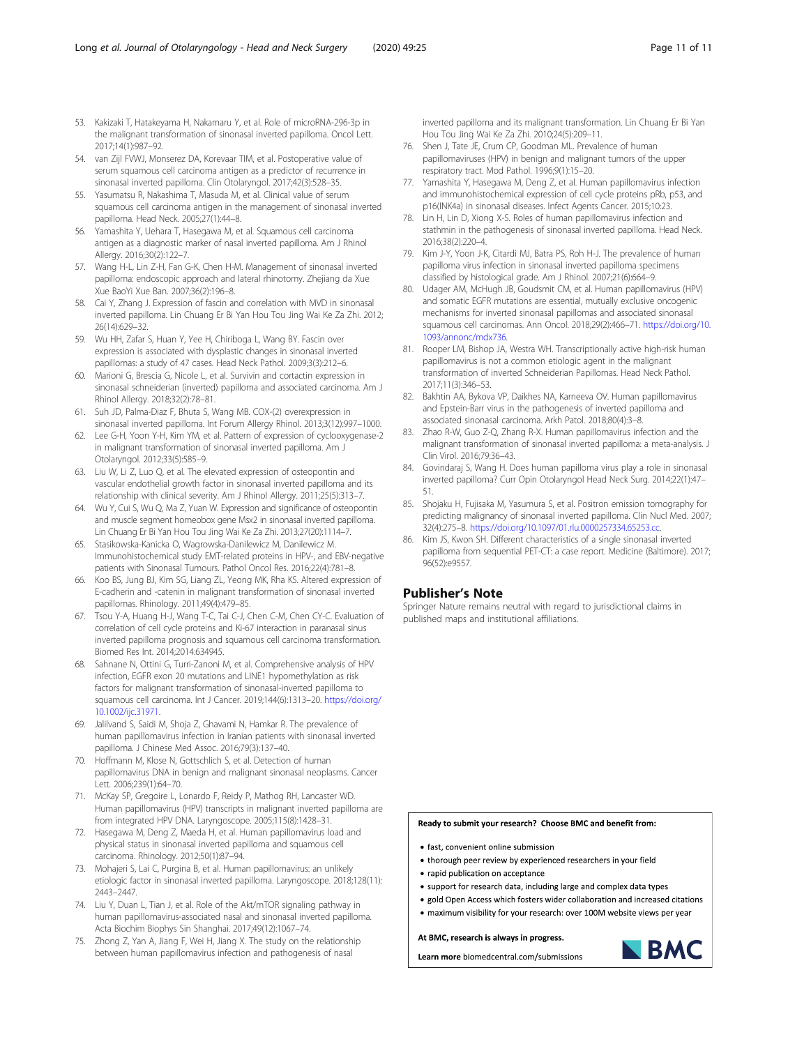53. Kakizaki T, Hatakeyama H, Nakamaru Y, et al. Role of microRNA-296-3p in the malignant transformation of sinonasal inverted papilloma. Oncol Lett. 2017;14(1):987–92.
54. van Zijl FVWJ, Monserez DA, Korevaar TIM, et al. Postoperative value of serum squamous cell carcinoma antigen as a predictor of recurrence in sinonasal inverted papilloma. Clin Otolaryngol. 2017;42(3):528–35.
55. Yasumatsu R, Nakashima T, Masuda M, et al. Clinical value of serum squamous cell carcinoma antigen in the management of sinonasal inverted papilloma. Head Neck. 2005;27(1):44–8.
56. Yamashita Y, Uehara T, Hasegawa M, et al. Squamous cell carcinoma antigen as a diagnostic marker of nasal inverted papilloma. Am J Rhinol Allergy. 2016;30(2):122–7.
57. Wang H-L, Lin Z-H, Fan G-K, Chen H-M. Management of sinonasal inverted papilloma: endoscopic approach and lateral rhinotomy. Zhejiang da Xue Xue BaoYi Xue Ban. 2007;36(2):196–8.
58. Cai Y, Zhang J. Expression of fascin and correlation with MVD in sinonasal inverted papilloma. Lin Chuang Er Bi Yan Hou Tou Jing Wai Ke Za Zhi. 2012; 26(14):629–32.
59. Wu HH, Zafar S, Huan Y, Yee H, Chiriboga L, Wang BY. Fascin over expression is associated with dysplastic changes in sinonasal inverted papillomas: a study of 47 cases. Head Neck Pathol. 2009;3(3):212–6.
60. Marioni G, Brescia G, Nicole L, et al. Survivin and cortactin expression in sinonasal schneiderian (inverted) papilloma and associated carcinoma. Am J Rhinol Allergy. 2018;32(2):78–81.
61. Suh JD, Palma-Diaz F, Bhuta S, Wang MB. COX-(2) overexpression in sinonasal inverted papilloma. Int Forum Allergy Rhinol. 2013;3(12):997–1000.
62. Lee G-H, Yoon Y-H, Kim YM, et al. Pattern of expression of cyclooxygenase-2 in malignant transformation of sinonasal inverted papilloma. Am J Otolaryngol. 2012;33(5):585–9.
63. Liu W, Li Z, Luo Q, et al. The elevated expression of osteopontin and vascular endothelial growth factor in sinonasal inverted papilloma and its relationship with clinical severity. Am J Rhinol Allergy. 2011;25(5):313–7.
64. Wu Y, Cui S, Wu Q, Ma Z, Yuan W. Expression and significance of osteopontin and muscle segment homeobox gene Msx2 in sinonasal inverted papilloma. Lin Chuang Er Bi Yan Hou Tou Jing Wai Ke Za Zhi. 2013;27(20):1114–7.
65. Stasikowska-Kanicka O, Wagrowska-Danilewicz M, Danilewicz M. Immunohistochemical study EMT-related proteins in HPV-, and EBV-negative patients with Sinonasal Tumours. Pathol Oncol Res. 2016;22(4):781–8.
66. Koo BS, Jung BJ, Kim SG, Liang ZL, Yeong MK, Rha KS. Altered expression of E-cadherin and -catenin in malignant transformation of sinonasal inverted papillomas. Rhinology. 2011;49(4):479–85.
67. Tsou Y-A, Huang H-J, Wang T-C, Tai C-J, Chen C-M, Chen CY-C. Evaluation of correlation of cell cycle proteins and Ki-67 interaction in paranasal sinus inverted papilloma prognosis and squamous cell carcinoma transformation. Biomed Res Int. 2014;2014:634945.
68. Sahnane N, Ottini G, Turri-Zanoni M, et al. Comprehensive analysis of HPV infection, EGFR exon 20 mutations and LINE1 hypomethylation as risk factors for malignant transformation of sinonasal-inverted papilloma to squamous cell carcinoma. Int J Cancer. 2019;144(6):1313–20. https://doi.org/10.1002/ijc.31971.
69. Jalilvand S, Saidi M, Shoja Z, Ghavami N, Hamkar R. The prevalence of human papillomavirus infection in Iranian patients with sinonasal inverted papilloma. J Chinese Med Assoc. 2016;79(3):137–40.
70. Hoffmann M, Klose N, Gottschlich S, et al. Detection of human papillomavirus DNA in benign and malignant sinonasal neoplasms. Cancer Lett. 2006;239(1):64–70.
71. McKay SP, Gregoire L, Lonardo F, Reidy P, Mathog RH, Lancaster WD. Human papillomavirus (HPV) transcripts in malignant inverted papilloma are from integrated HPV DNA. Laryngoscope. 2005;115(8):1428–31.
72. Hasegawa M, Deng Z, Maeda H, et al. Human papillomavirus load and physical status in sinonasal inverted papilloma and squamous cell carcinoma. Rhinology. 2012;50(1):87–94.
73. Mohajeri S, Lai C, Purgina B, et al. Human papillomavirus: an unlikely etiologic factor in sinonasal inverted papilloma. Laryngoscope. 2018;128(11): 2443–2447.
74. Liu Y, Duan L, Tian J, et al. Role of the Akt/mTOR signaling pathway in human papillomavirus-associated nasal and sinonasal inverted papilloma. Acta Biochim Biophys Sin Shanghai. 2017;49(12):1067–74.
75. Zhong Z, Yan A, Jiang F, Wei H, Jiang X. The study on the relationship between human papillomavirus infection and pathogenesis of nasal inverted papilloma and its malignant transformation. Lin Chuang Er Bi Yan Hou Tou Jing Wai Ke Za Zhi. 2010;24(5):209–11.
76. Shen J, Tate JE, Crum CP, Goodman ML. Prevalence of human papillomaviruses (HPV) in benign and malignant tumors of the upper respiratory tract. Mod Pathol. 1996;9(1):15–20.
77. Yamashita Y, Hasegawa M, Deng Z, et al. Human papillomavirus infection and immunohistochemical expression of cell cycle proteins pRb, p53, and p16(INK4a) in sinonasal diseases. Infect Agents Cancer. 2015;10:23.
78. Lin H, Lin D, Xiong X-S. Roles of human papillomavirus infection and stathmin in the pathogenesis of sinonasal inverted papilloma. Head Neck. 2016;38(2):220–4.
79. Kim J-Y, Yoon J-K, Citardi MJ, Batra PS, Roh H-J. The prevalence of human papilloma virus infection in sinonasal inverted papilloma specimens classified by histological grade. Am J Rhinol. 2007;21(6):664–9.
80. Udager AM, McHugh JB, Goudsmit CM, et al. Human papillomavirus (HPV) and somatic EGFR mutations are essential, mutually exclusive oncogenic mechanisms for inverted sinonasal papillomas and associated sinonasal squamous cell carcinomas. Ann Oncol. 2018;29(2):466–71. https://doi.org/10.1093/annonc/mdx736.
81. Rooper LM, Bishop JA, Westra WH. Transcriptionally active high-risk human papillomavirus is not a common etiologic agent in the malignant transformation of inverted Schneiderian Papillomas. Head Neck Pathol. 2017;11(3):346–53.
82. Bakhtin AA, Bykova VP, Daikhes NA, Karneeva OV. Human papillomavirus and Epstein-Barr virus in the pathogenesis of inverted papilloma and associated sinonasal carcinoma. Arkh Patol. 2018;80(4):3–8.
83. Zhao R-W, Guo Z-Q, Zhang R-X. Human papillomavirus infection and the malignant transformation of sinonasal inverted papilloma: a meta-analysis. J Clin Virol. 2016;79:36–43.
84. Govindaraj S, Wang H. Does human papilloma virus play a role in sinonasal inverted papilloma? Curr Opin Otolaryngol Head Neck Surg. 2014;22(1):47–51.
85. Shojaku H, Fujisaka M, Yasumura S, et al. Positron emission tomography for predicting malignancy of sinonasal inverted papilloma. Clin Nucl Med. 2007; 32(4):275–8. https://doi.org/10.1097/01.rlu.0000257334.65253.cc.
86. Kim JS, Kwon SH. Different characteristics of a single sinonasal inverted papilloma from sequential PET-CT: a case report. Medicine (Baltimore). 2017; 96(52):e9557.

## Publisher's Note

Springer Nature remains neutral with regard to jurisdictional claims in published maps and institutional affiliations.

**Ready to submit your research? Choose BMC and benefit from:**

- fast, convenient online submission
- thorough peer review by experienced researchers in your field
- rapid publication on acceptance
- support for research data, including large and complex data types
- gold Open Access which fosters wider collaboration and increased citations
- maximum visibility for your research: over 100M website views per year

**At BMC, research is always in progress.**

**Learn more** biomedcentral.com/submissions

BMC